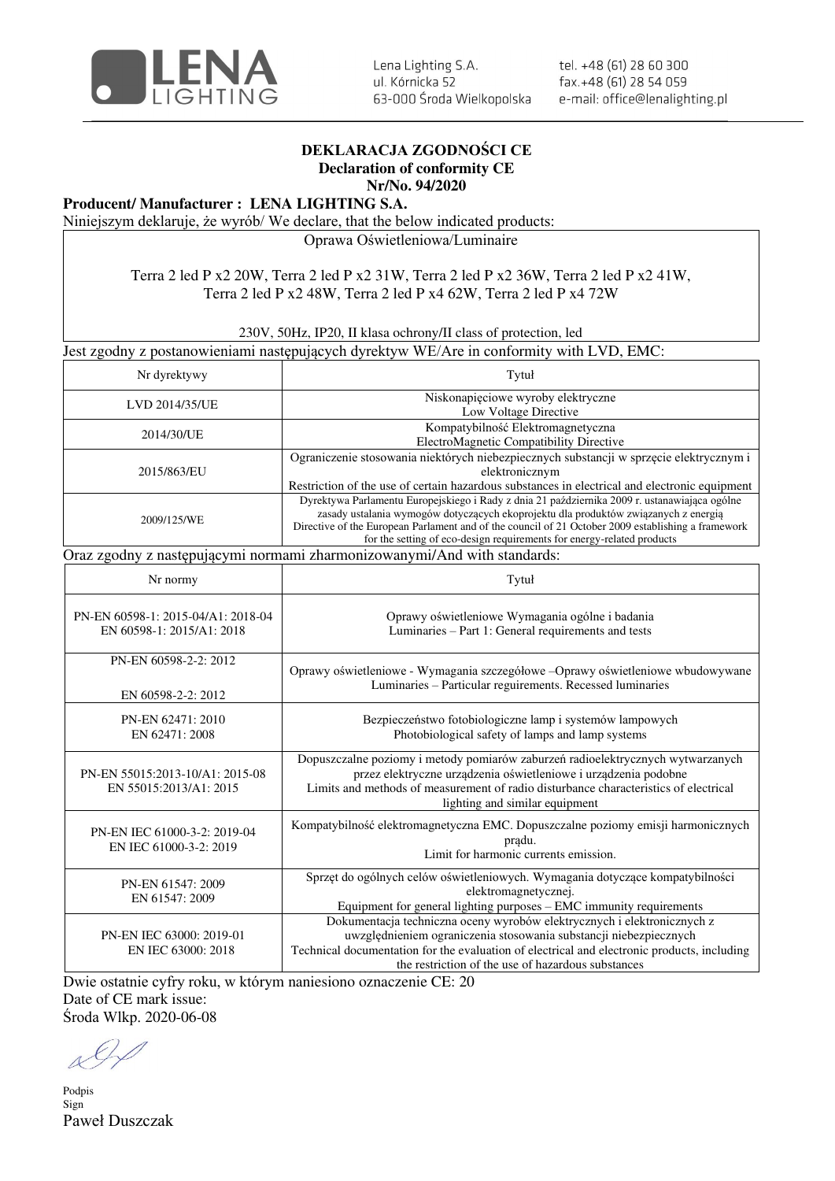Lena Lighting S.A.
ul. Kórnicka 52
63-000 Środa Wielkopolska

tel. +48 (61) 28 60 300
fax.+48 (61) 28 54 059
e-mail: office@lenalighting.pl

# DEKLARACJA ZGODNOŚCI CE
## Declaration of conformity CE
## Nr/No. 94/2020

**Producent/ Manufacturer : LENA LIGHTING S.A.**

Niniejszym deklaruje, że wyrób/ We declare, that the below indicated products:

Oprawa Oświetleniowa/Luminaire

Terra 2 led P x2 20W, Terra 2 led P x2 31W, Terra 2 led P x2 36W, Terra 2 led P x2 41W, Terra 2 led P x2 48W, Terra 2 led P x4 62W, Terra 2 led P x4 72W

230V, 50Hz, IP20, II klasa ochrony/II class of protection, led

Jest zgodny z postanowieniami następujących dyrektyw WE/Are in conformity with LVD, EMC:

| Nr dyrektywy | Tytuł |
|---|---|
| LVD 2014/35/UE | Niskonapięciowe wyroby elektryczne<br>Low Voltage Directive |
| 2014/30/UE | Kompatybilność Elektromagnetyczna<br>ElectroMagnetic Compatibility Directive |
| 2015/863/EU | Ograniczenie stosowania niektórych niebezpiecznych substancji w sprzęcie elektrycznym i elektronicznym<br>Restriction of the use of certain hazardous substances in electrical and electronic equipment |
| 2009/125/WE | Dyrektywa Parlamentu Europejskiego i Rady z dnia 21 października 2009 r. ustanawiająca ogólne zasady ustalania wymogów dotyczących ekoprojektu dla produktów związanych z energią<br>Directive of the European Parlament and of the council of 21 October 2009 establishing a framework for the setting of eco-design requirements for energy-related products |

Oraz zgodny z następującymi normami zharmonizowanymi/And with standards:

| Nr normy | Tytuł |
|---|---|
| PN-EN 60598-1: 2015-04/A1: 2018-04<br>EN 60598-1: 2015/A1: 2018 | Oprawy oświetleniowe Wymagania ogólne i badania<br>Luminaries – Part 1: General requirements and tests |
| PN-EN 60598-2-2: 2012<br>EN 60598-2-2: 2012 | Oprawy oświetleniowe - Wymagania szczegółowe –Oprawy oświetleniowe wbudowywane<br>Luminaries – Particular reguirements. Recessed luminaries |
| PN-EN 62471: 2010<br>EN 62471: 2008 | Bezpieczeństwo fotobiologiczne lamp i systemów lampowych<br>Photobiological safety of lamps and lamp systems |
| PN-EN 55015:2013-10/A1: 2015-08<br>EN 55015:2013/A1: 2015 | Dopuszczalne poziomy i metody pomiarów zaburzeń radioelektrycznych wytwarzanych przez elektryczne urządzenia oświetleniowe i urządzenia podobne<br>Limits and methods of measurement of radio disturbance characteristics of electrical lighting and similar equipment |
| PN-EN IEC 61000-3-2: 2019-04<br>EN IEC 61000-3-2: 2019 | Kompatybilność elektromagnetyczna EMC. Dopuszczalne poziomy emisji harmonicznych prądu.<br>Limit for harmonic currents emission. |
| PN-EN 61547: 2009<br>EN 61547: 2009 | Sprzęt do ogólnych celów oświetleniowych. Wymagania dotyczące kompatybilności elektromagnetycznej.<br>Equipment for general lighting purposes – EMC immunity requirements |
| PN-EN IEC 63000: 2019-01<br>EN IEC 63000: 2018 | Dokumentacja techniczna oceny wyrobów elektrycznych i elektronicznych z uwzględnieniem ograniczenia stosowania substancji niebezpiecznych<br>Technical documentation for the evaluation of electrical and electronic products, including the restriction of the use of hazardous substances |

Dwie ostatnie cyfry roku, w którym naniesiono oznaczenie CE: 20
Date of CE mark issue:
Środa Wlkp. 2020-06-08

Podpis
Sign
Paweł Duszczak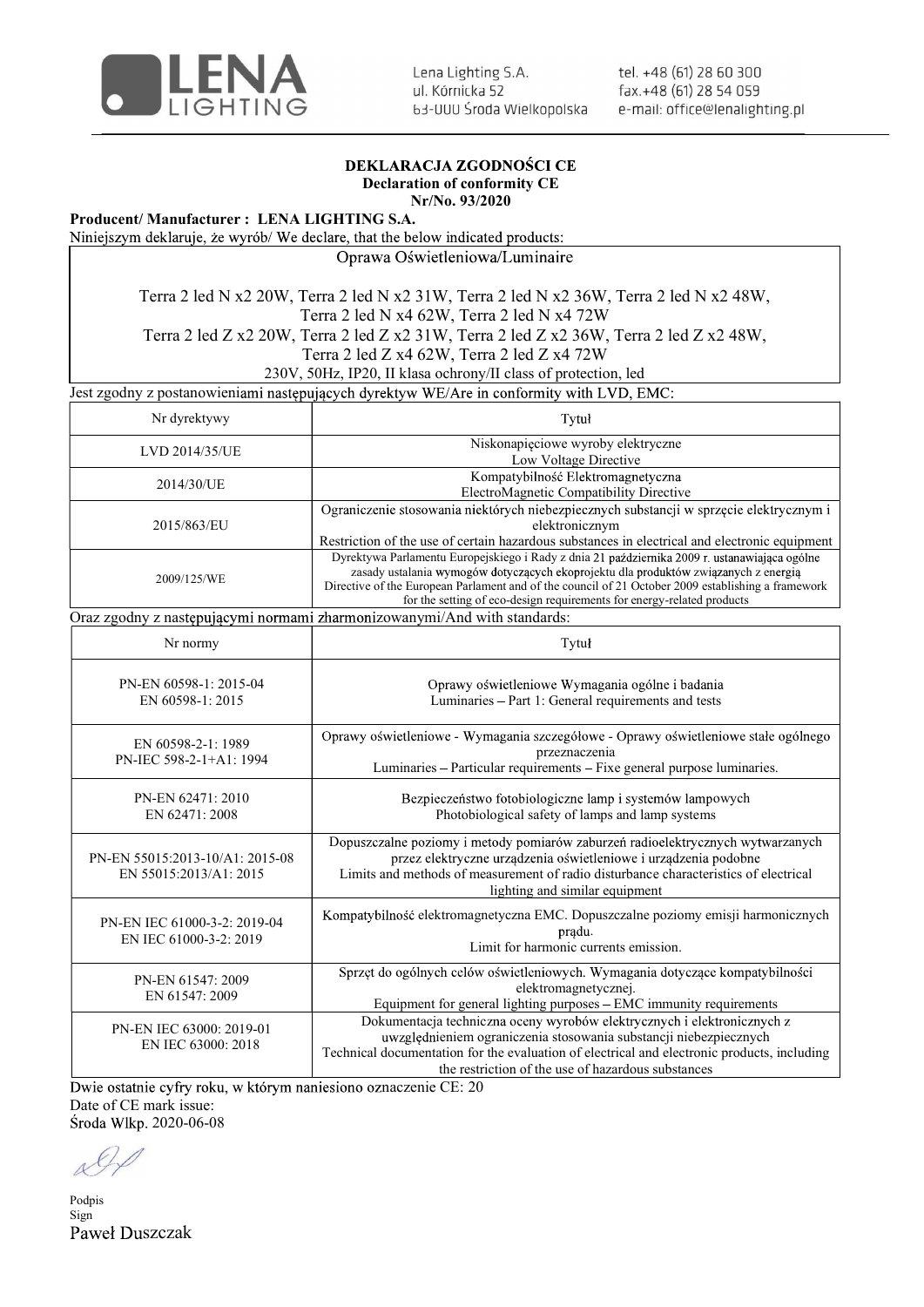LENA LIGHTING

Lena Lighting S.A.
ul. Kórnicka 52
63-000 Środa Wielkopolska

tel. +48 (61) 28 60 300
fax.+48 (61) 28 54 059
e-mail: office@lenalighting.pl

**DEKLARACJA ZGODNOŚCI CE**
**Declaration of conformity CE**
**Nr/No. 93/2020**

**Producent/ Manufacturer : LENA LIGHTING S.A.**

Niniejszym deklaruje, że wyrób/ We declare, that the below indicated products:

Oprawa Oświetleniowa/Luminaire

Terra 2 led N x2 20W, Terra 2 led N x2 31W, Terra 2 led N x2 36W, Terra 2 led N x2 48W, Terra 2 led N x4 62W, Terra 2 led N x4 72W
Terra 2 led Z x2 20W, Terra 2 led Z x2 31W, Terra 2 led Z x2 36W, Terra 2 led Z x2 48W, Terra 2 led Z x4 62W, Terra 2 led Z x4 72W
230V, 50Hz, IP20, II klasa ochrony/II class of protection, led

Jest zgodny z postanowieniami następujących dyrektyw WE/Are in conformity with LVD, EMC:

| Nr dyrektywy | Tytuł |
|---|---|
| LVD 2014/35/UE | Niskonapięciowe wyroby elektryczne<br>Low Voltage Directive |
| 2014/30/UE | Kompatybilność Elektromagnetyczna<br>ElectroMagnetic Compatibility Directive |
| 2015/863/EU | Ograniczenie stosowania niektórych niebezpiecznych substancji w sprzęcie elektrycznym i elektronicznym<br>Restriction of the use of certain hazardous substances in electrical and electronic equipment |
| 2009/125/WE | Dyrektywa Parlamentu Europejskiego i Rady z dnia 21 października 2009 r. ustanawiająca ogólne zasady ustalania wymogów dotyczących ekoprojektu dla produktów związanych z energią<br>Directive of the European Parlament and of the council of 21 October 2009 establishing a framework for the setting of eco-design requirements for energy-related products |

Oraz zgodny z następującymi normami zharmonizowanymi/And with standards:

| Nr normy | Tytuł |
|---|---|
| PN-EN 60598-1: 2015-04<br>EN 60598-1: 2015 | Oprawy oświetleniowe Wymagania ogólne i badania<br>Luminaries – Part 1: General requirements and tests |
| EN 60598-2-1: 1989<br>PN-IEC 598-2-1+A1: 1994 | Oprawy oświetleniowe - Wymagania szczegółowe - Oprawy oświetleniowe stałe ogólnego przeznaczenia<br>Luminaries – Particular requirements – Fixe general purpose luminaries. |
| PN-EN 62471: 2010<br>EN 62471: 2008 | Bezpieczeństwo fotobiologiczne lamp i systemów lampowych<br>Photobiological safety of lamps and lamp systems |
| PN-EN 55015:2013-10/A1: 2015-08<br>EN 55015:2013/A1: 2015 | Dopuszczalne poziomy i metody pomiarów zaburzeń radioelektrycznych wytwarzanych przez elektryczne urządzenia oświetleniowe i urządzenia podobne<br>Limits and methods of measurement of radio disturbance characteristics of electrical lighting and similar equipment |
| PN-EN IEC 61000-3-2: 2019-04<br>EN IEC 61000-3-2: 2019 | Kompatybilność elektromagnetyczna EMC. Dopuszczalne poziomy emisji harmonicznych prądu.<br>Limit for harmonic currents emission. |
| PN-EN 61547: 2009<br>EN 61547: 2009 | Sprzęt do ogólnych celów oświetleniowych. Wymagania dotyczące kompatybilności elektromagnetycznej.<br>Equipment for general lighting purposes – EMC immunity requirements |
| PN-EN IEC 63000: 2019-01<br>EN IEC 63000: 2018 | Dokumentacja techniczna oceny wyrobów elektrycznych i elektronicznych z uwzględnieniem ograniczenia stosowania substancji niebezpiecznych<br>Technical documentation for the evaluation of electrical and electronic products, including the restriction of the use of hazardous substances |

Dwie ostatnie cyfry roku, w którym naniesiono oznaczenie CE: 20
Date of CE mark issue:
Środa Wlkp. 2020-06-08

Podpis
Sign
Paweł Duszczak